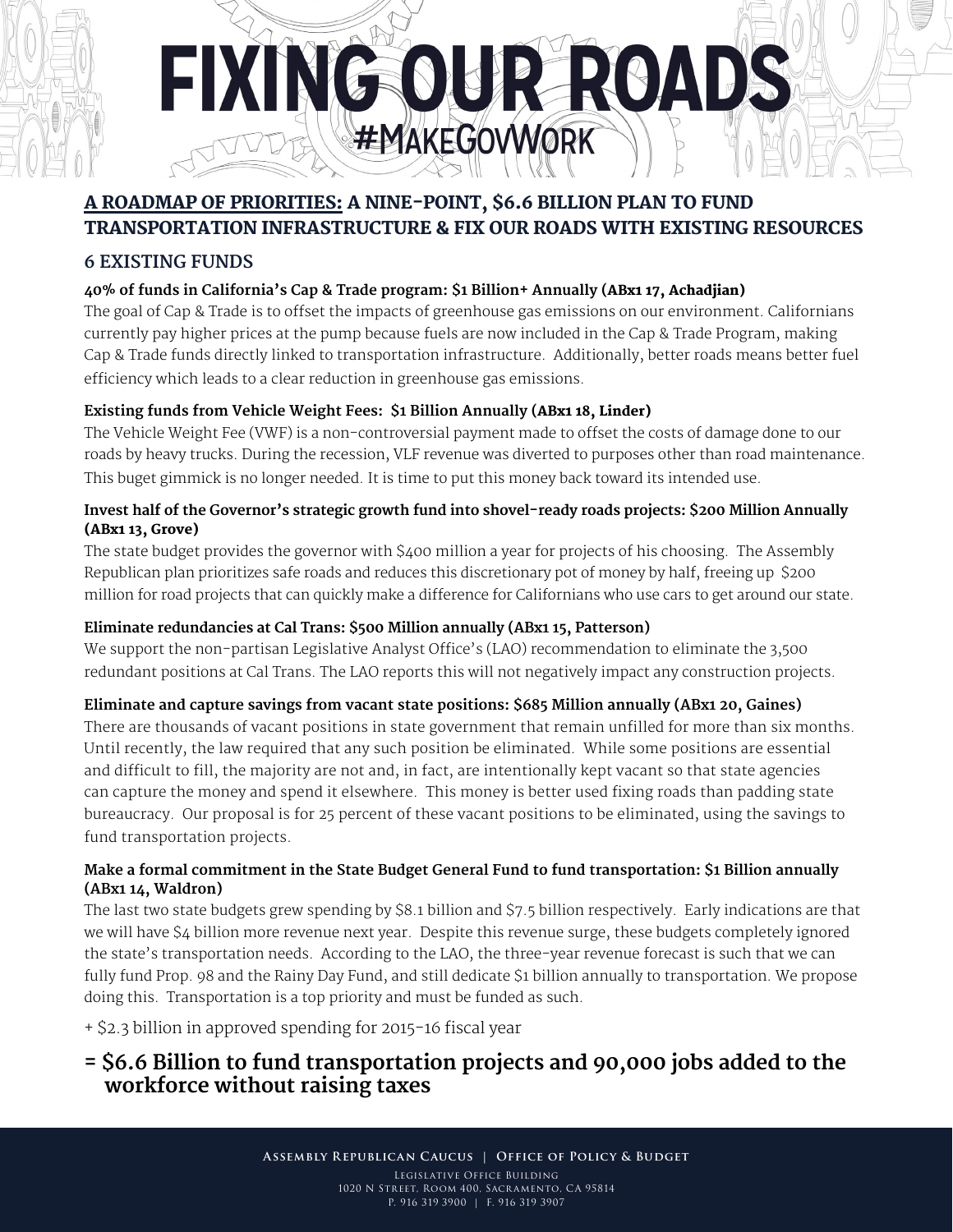# FIXING OUR ROADS

#MakeGovWork

## A ROADMAP OF PRIORITIES: A NINE-POINT, $6.6 BILLION PLAN TO FUND TRANSPORTATION INFRASTRUCTURE & FIX OUR ROADS WITH EXISTING RESOURCES

### 6 EXISTING FUNDS

**40% of funds in California's Cap & Trade program: $1 Billion+ Annually (ABx1 17, Achadjian)**

The goal of Cap & Trade is to offset the impacts of greenhouse gas emissions on our environment. Californians currently pay higher prices at the pump because fuels are now included in the Cap & Trade Program, making Cap & Trade funds directly linked to transportation infrastructure. Additionally, better roads means better fuel efficiency which leads to a clear reduction in greenhouse gas emissions.

**Existing funds from Vehicle Weight Fees: $1 Billion Annually (ABx1 18, Linder)**

The Vehicle Weight Fee (VWF) is a non-controversial payment made to offset the costs of damage done to our roads by heavy trucks. During the recession, VLF revenue was diverted to purposes other than road maintenance. This buget gimmick is no longer needed. It is time to put this money back toward its intended use.

**Invest half of the Governor's strategic growth fund into shovel-ready roads projects: $200 Million Annually (ABx1 13, Grove)**

The state budget provides the governor with $400 million a year for projects of his choosing. The Assembly Republican plan prioritizes safe roads and reduces this discretionary pot of money by half, freeing up $200 million for road projects that can quickly make a difference for Californians who use cars to get around our state.

**Eliminate redundancies at Cal Trans: $500 Million annually (ABx1 15, Patterson)**

We support the non-partisan Legislative Analyst Office's (LAO) recommendation to eliminate the 3,500 redundant positions at Cal Trans. The LAO reports this will not negatively impact any construction projects.

**Eliminate and capture savings from vacant state positions: $685 Million annually (ABx1 20, Gaines)**

There are thousands of vacant positions in state government that remain unfilled for more than six months. Until recently, the law required that any such position be eliminated. While some positions are essential and difficult to fill, the majority are not and, in fact, are intentionally kept vacant so that state agencies can capture the money and spend it elsewhere. This money is better used fixing roads than padding state bureaucracy. Our proposal is for 25 percent of these vacant positions to be eliminated, using the savings to fund transportation projects.

**Make a formal commitment in the State Budget General Fund to fund transportation: $1 Billion annually (ABx1 14, Waldron)**

The last two state budgets grew spending by $8.1 billion and $7.5 billion respectively. Early indications are that we will have $4 billion more revenue next year. Despite this revenue surge, these budgets completely ignored the state's transportation needs. According to the LAO, the three-year revenue forecast is such that we can fully fund Prop. 98 and the Rainy Day Fund, and still dedicate $1 billion annually to transportation. We propose doing this. Transportation is a top priority and must be funded as such.

+ $2.3 billion in approved spending for 2015-16 fiscal year

### = $6.6 Billion to fund transportation projects and 90,000 jobs added to the workforce without raising taxes

**Assembly Republican Caucus | Office of Policy & Budget**

Legislative Office Building
1020 N Street, Room 400, Sacramento, CA 95814
P. 916 319 3900 | F. 916 319 3907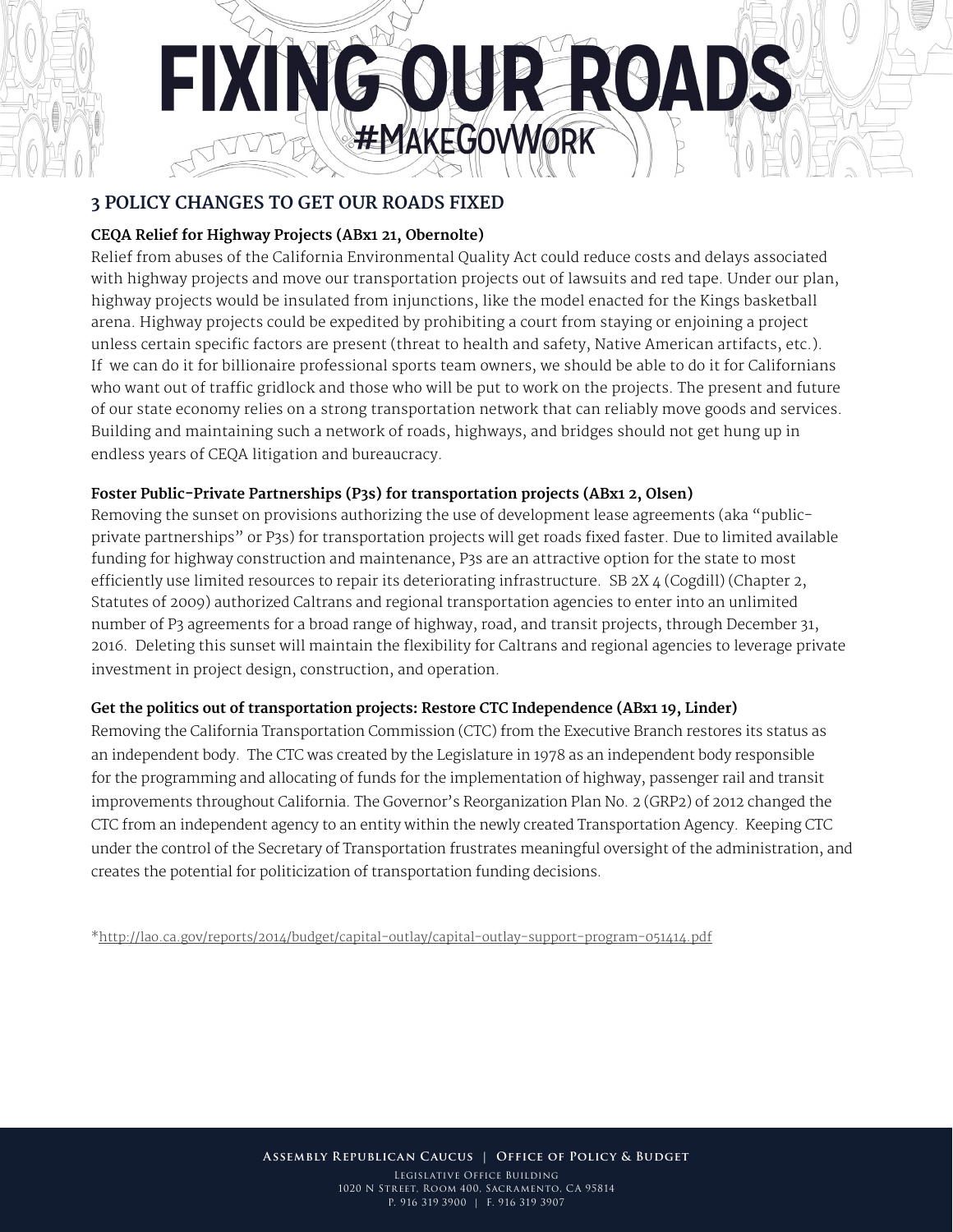# FIXING OUR ROADS

#MakeGovWork

## 3 POLICY CHANGES TO GET OUR ROADS FIXED

**CEQA Relief for Highway Projects (ABx1 21, Obernolte)**

Relief from abuses of the California Environmental Quality Act could reduce costs and delays associated with highway projects and move our transportation projects out of lawsuits and red tape. Under our plan, highway projects would be insulated from injunctions, like the model enacted for the Kings basketball arena. Highway projects could be expedited by prohibiting a court from staying or enjoining a project unless certain specific factors are present (threat to health and safety, Native American artifacts, etc.). If we can do it for billionaire professional sports team owners, we should be able to do it for Californians who want out of traffic gridlock and those who will be put to work on the projects. The present and future of our state economy relies on a strong transportation network that can reliably move goods and services. Building and maintaining such a network of roads, highways, and bridges should not get hung up in endless years of CEQA litigation and bureaucracy.

**Foster Public-Private Partnerships (P3s) for transportation projects (ABx1 2, Olsen)**

Removing the sunset on provisions authorizing the use of development lease agreements (aka "public-private partnerships" or P3s) for transportation projects will get roads fixed faster. Due to limited available funding for highway construction and maintenance, P3s are an attractive option for the state to most efficiently use limited resources to repair its deteriorating infrastructure. SB 2X 4 (Cogdill) (Chapter 2, Statutes of 2009) authorized Caltrans and regional transportation agencies to enter into an unlimited number of P3 agreements for a broad range of highway, road, and transit projects, through December 31, 2016. Deleting this sunset will maintain the flexibility for Caltrans and regional agencies to leverage private investment in project design, construction, and operation.

**Get the politics out of transportation projects: Restore CTC Independence (ABx1 19, Linder)**

Removing the California Transportation Commission (CTC) from the Executive Branch restores its status as an independent body. The CTC was created by the Legislature in 1978 as an independent body responsible for the programming and allocating of funds for the implementation of highway, passenger rail and transit improvements throughout California. The Governor's Reorganization Plan No. 2 (GRP2) of 2012 changed the CTC from an independent agency to an entity within the newly created Transportation Agency. Keeping CTC under the control of the Secretary of Transportation frustrates meaningful oversight of the administration, and creates the potential for politicization of transportation funding decisions.

*http://lao.ca.gov/reports/2014/budget/capital-outlay/capital-outlay-support-program-051414.pdf

**Assembly Republican Caucus | Office of Policy & Budget**

Legislative Office Building
1020 N Street, Room 400, Sacramento, CA 95814
P. 916 319 3900 | F. 916 319 3907